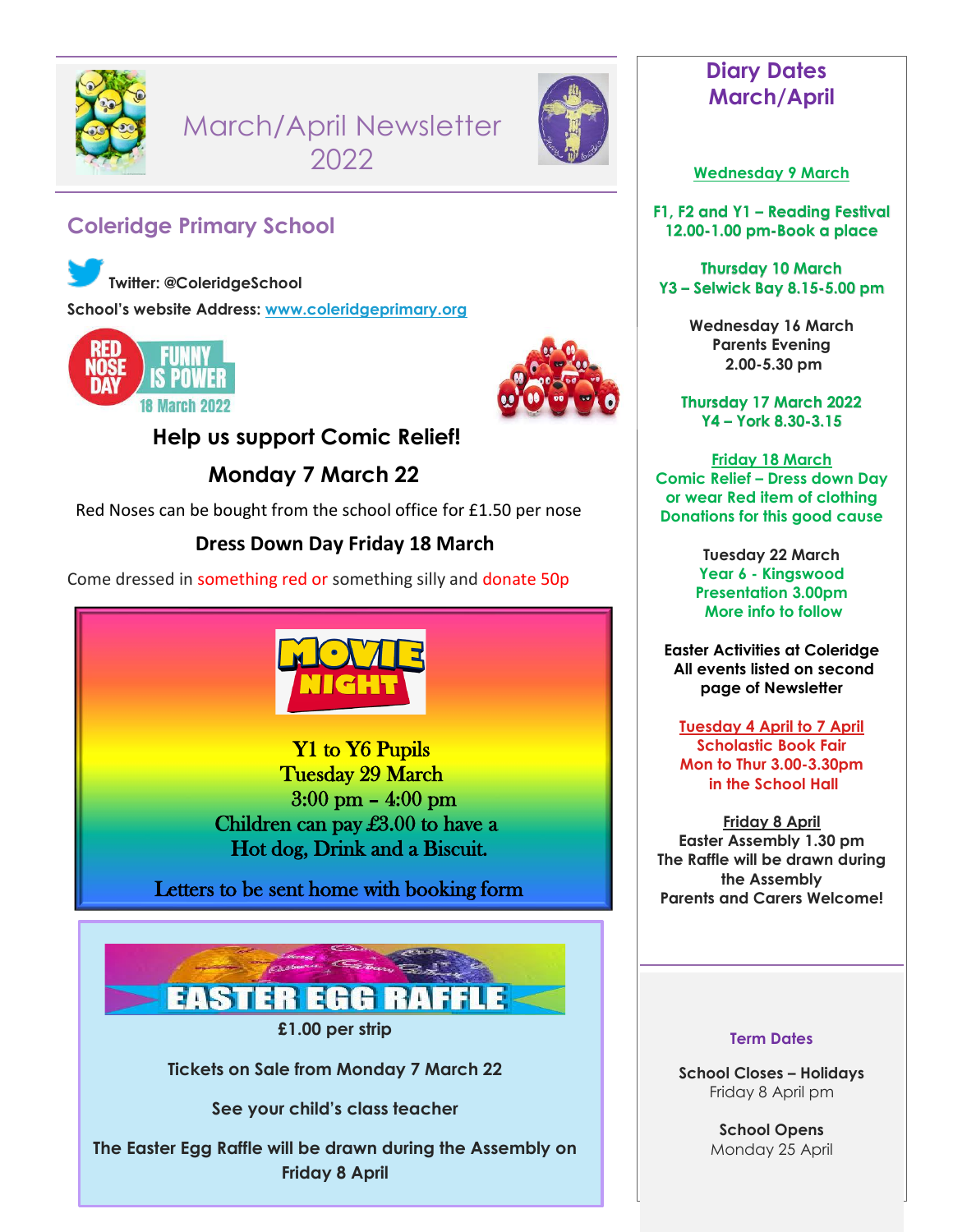# March/April Newsletter 2022

## Coleridge Primary School

**Twitter: @ColeridgeSchool**

**School's website Address: [www.coleridgeprimary.org](www.coleridgeprimary.org)**

RED NOSE DAY — FUNNY IS POWER — 18 March 2022

### Help us support Comic Relief!

### Monday 7 March 22

Red Noses can be bought from the school office for £1.50 per nose

### Dress Down Day Friday 18 March

Come dressed in something red or something silly and donate 50p

### MOVIE NIGHT

Y1 to Y6 Pupils
Tuesday 29 March
3:00 pm – 4:00 pm
Children can pay £3.00 to have a Hot dog, Drink and a Biscuit.

Letters to be sent home with booking form

### EASTER EGG RAFFLE

**£1.00 per strip**

**Tickets on Sale from Monday 7 March 22**

**See your child's class teacher**

**The Easter Egg Raffle will be drawn during the Assembly on Friday 8 April**

## Diary Dates March/April

**Wednesday 9 March**

**F1, F2 and Y1 – Reading Festival 12.00-1.00 pm-Book a place**

**Thursday 10 March**
**Y3 – Selwick Bay 8.15-5.00 pm**

**Wednesday 16 March**
**Parents Evening**
**2.00-5.30 pm**

**Thursday 17 March 2022**
**Y4 – York 8.30-3.15**

**Friday 18 March**
**Comic Relief – Dress down Day or wear Red item of clothing**
**Donations for this good cause**

**Tuesday 22 March**
**Year 6 - Kingswood Presentation 3.00pm**
**More info to follow**

**Easter Activities at Coleridge**
**All events listed on second page of Newsletter**

**Tuesday 4 April to 7 April**
**Scholastic Book Fair**
**Mon to Thur 3.00-3.30pm**
**in the School Hall**

**Friday 8 April**
**Easter Assembly 1.30 pm**
**The Raffle will be drawn during the Assembly**
**Parents and Carers Welcome!**

### Term Dates

**School Closes – Holidays**
Friday 8 April pm

**School Opens**
Monday 25 April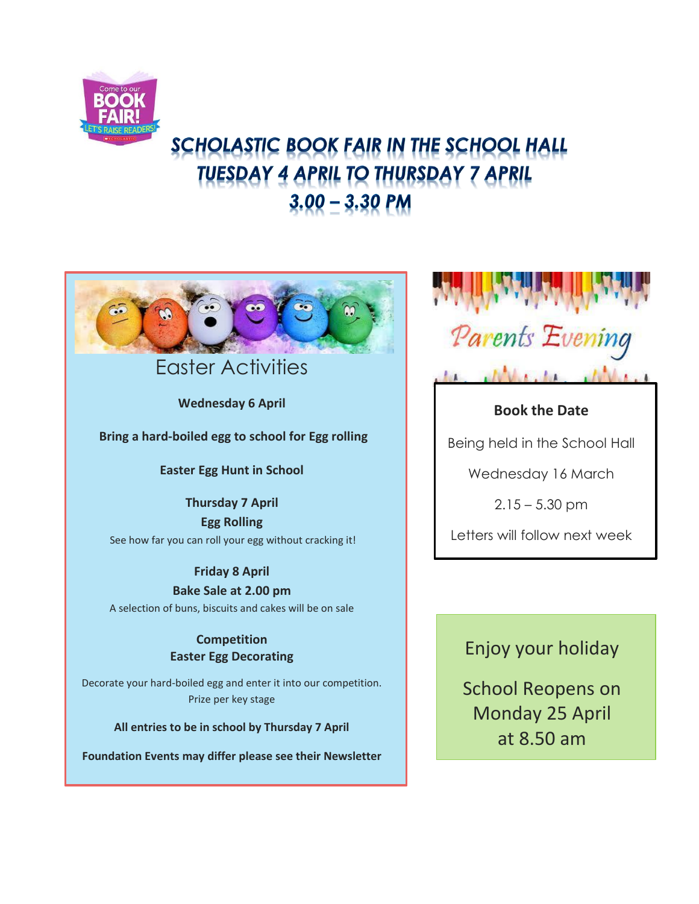# SCHOLASTIC BOOK FAIR IN THE SCHOOL HALL
# TUESDAY 4 APRIL TO THURSDAY 7 APRIL
# 3.00 – 3.30 PM

## Easter Activities

**Wednesday 6 April**

**Bring a hard-boiled egg to school for Egg rolling**

**Easter Egg Hunt in School**

**Thursday 7 April**
**Egg Rolling**
See how far you can roll your egg without cracking it!

**Friday 8 April**
**Bake Sale at 2.00 pm**
A selection of buns, biscuits and cakes will be on sale

**Competition**
**Easter Egg Decorating**

Decorate your hard-boiled egg and enter it into our competition.
Prize per key stage

**All entries to be in school by Thursday 7 April**

**Foundation Events may differ please see their Newsletter**

## Parents Evening

**Book the Date**

Being held in the School Hall

Wednesday 16 March

2.15 – 5.30 pm

Letters will follow next week

Enjoy your holiday

School Reopens on Monday 25 April at 8.50 am